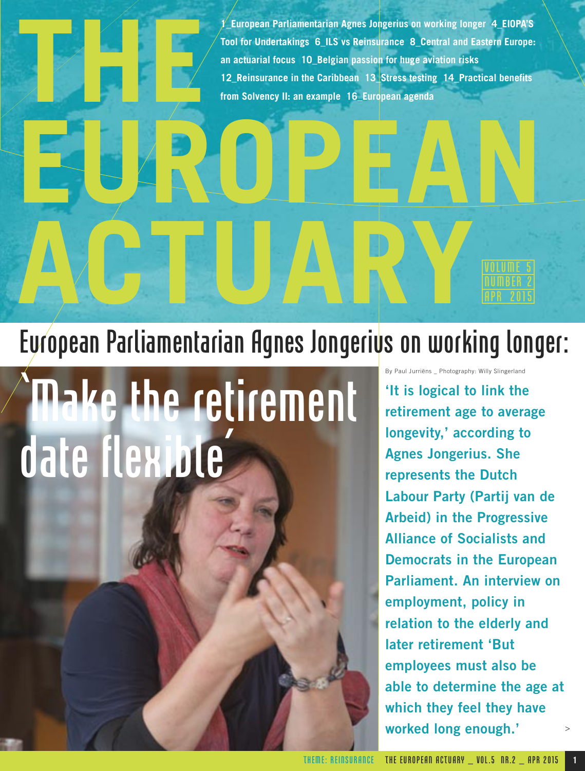# THE EUROPEAN ACTUARY

VOLUME 5
NUMBER 2
APR 2015

**1_European Parliamentarian Agnes Jongerius on working longer 4_EIOPA'S Tool for Undertakings 6_ILS vs Reinsurance 8_Central and Eastern Europe: an actuarial focus 10_Belgian passion for huge aviation risks 12_Reinsurance in the Caribbean 13_Stress testing 14_Practical benefits from Solvency II: an example 16_European agenda**

## European Parliamentarian Agnes Jongerius on working longer:

# 'Make the retirement date flexible'

By Paul Jurriëns _ Photography: Willy Slingerland

**'It is logical to link the retirement age to average longevity,' according to Agnes Jongerius. She represents the Dutch Labour Party (Partij van de Arbeid) in the Progressive Alliance of Socialists and Democrats in the European Parliament. An interview on employment, policy in relation to the elderly and later retirement 'But employees must also be able to determine the age at which they feel they have worked long enough.'**

>

THEME: REINSURANCE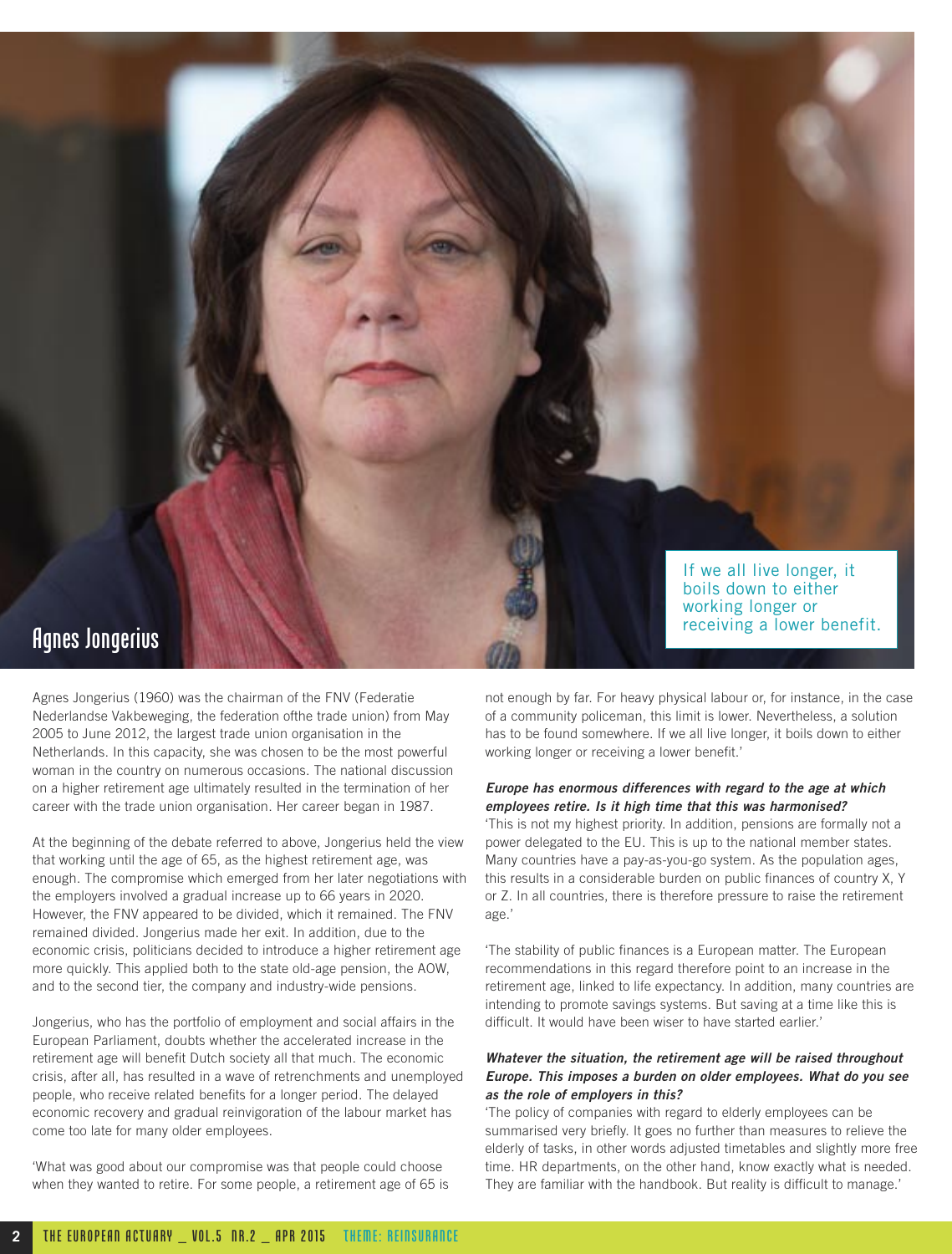# Agnes Jongerius

> If we all live longer, it boils down to either working longer or receiving a lower benefit.

Agnes Jongerius (1960) was the chairman of the FNV (Federatie Nederlandse Vakbeweging, the federation ofthe trade union) from May 2005 to June 2012, the largest trade union organisation in the Netherlands. In this capacity, she was chosen to be the most powerful woman in the country on numerous occasions. The national discussion on a higher retirement age ultimately resulted in the termination of her career with the trade union organisation. Her career began in 1987.

At the beginning of the debate referred to above, Jongerius held the view that working until the age of 65, as the highest retirement age, was enough. The compromise which emerged from her later negotiations with the employers involved a gradual increase up to 66 years in 2020. However, the FNV appeared to be divided, which it remained. The FNV remained divided. Jongerius made her exit. In addition, due to the economic crisis, politicians decided to introduce a higher retirement age more quickly. This applied both to the state old-age pension, the AOW, and to the second tier, the company and industry-wide pensions.

Jongerius, who has the portfolio of employment and social affairs in the European Parliament, doubts whether the accelerated increase in the retirement age will benefit Dutch society all that much. The economic crisis, after all, has resulted in a wave of retrenchments and unemployed people, who receive related benefits for a longer period. The delayed economic recovery and gradual reinvigoration of the labour market has come too late for many older employees.

'What was good about our compromise was that people could choose when they wanted to retire. For some people, a retirement age of 65 is not enough by far. For heavy physical labour or, for instance, in the case of a community policeman, this limit is lower. Nevertheless, a solution has to be found somewhere. If we all live longer, it boils down to either working longer or receiving a lower benefit.'

***Europe has enormous differences with regard to the age at which employees retire. Is it high time that this was harmonised?***

'This is not my highest priority. In addition, pensions are formally not a power delegated to the EU. This is up to the national member states. Many countries have a pay-as-you-go system. As the population ages, this results in a considerable burden on public finances of country X, Y or Z. In all countries, there is therefore pressure to raise the retirement age.'

'The stability of public finances is a European matter. The European recommendations in this regard therefore point to an increase in the retirement age, linked to life expectancy. In addition, many countries are intending to promote savings systems. But saving at a time like this is difficult. It would have been wiser to have started earlier.'

***Whatever the situation, the retirement age will be raised throughout Europe. This imposes a burden on older employees. What do you see as the role of employers in this?***

'The policy of companies with regard to elderly employees can be summarised very briefly. It goes no further than measures to relieve the elderly of tasks, in other words adjusted timetables and slightly more free time. HR departments, on the other hand, know exactly what is needed. They are familiar with the handbook. But reality is difficult to manage.'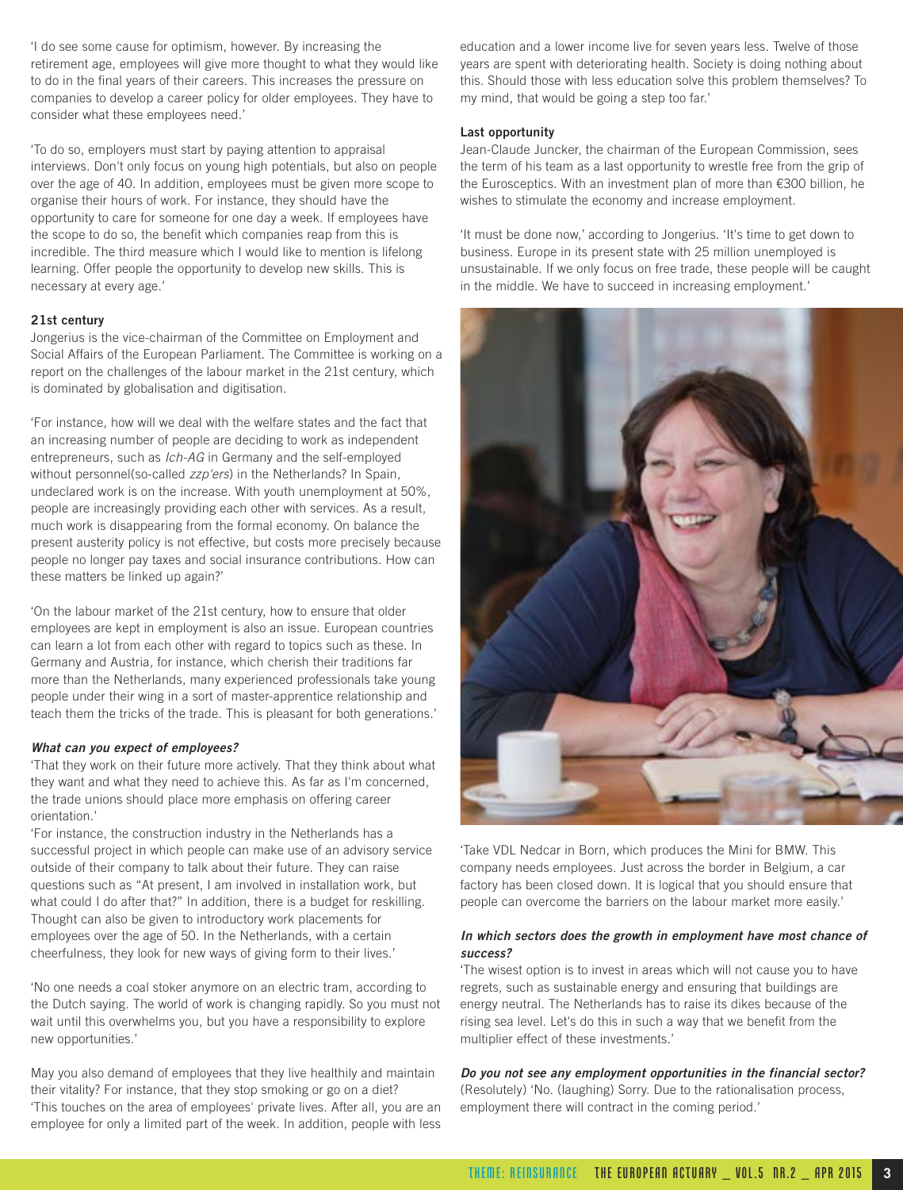'I do see some cause for optimism, however. By increasing the retirement age, employees will give more thought to what they would like to do in the final years of their careers. This increases the pressure on companies to develop a career policy for older employees. They have to consider what these employees need.'

'To do so, employers must start by paying attention to appraisal interviews. Don't only focus on young high potentials, but also on people over the age of 40. In addition, employees must be given more scope to organise their hours of work. For instance, they should have the opportunity to care for someone for one day a week. If employees have the scope to do so, the benefit which companies reap from this is incredible. The third measure which I would like to mention is lifelong learning. Offer people the opportunity to develop new skills. This is necessary at every age.'

**21st century**

Jongerius is the vice-chairman of the Committee on Employment and Social Affairs of the European Parliament. The Committee is working on a report on the challenges of the labour market in the 21st century, which is dominated by globalisation and digitisation.

'For instance, how will we deal with the welfare states and the fact that an increasing number of people are deciding to work as independent entrepreneurs, such as *Ich-AG* in Germany and the self-employed without personnel(so-called *zzp'ers*) in the Netherlands? In Spain, undeclared work is on the increase. With youth unemployment at 50%, people are increasingly providing each other with services. As a result, much work is disappearing from the formal economy. On balance the present austerity policy is not effective, but costs more precisely because people no longer pay taxes and social insurance contributions. How can these matters be linked up again?'

'On the labour market of the 21st century, how to ensure that older employees are kept in employment is also an issue. European countries can learn a lot from each other with regard to topics such as these. In Germany and Austria, for instance, which cherish their traditions far more than the Netherlands, many experienced professionals take young people under their wing in a sort of master-apprentice relationship and teach them the tricks of the trade. This is pleasant for both generations.'

***What can you expect of employees?***

'That they work on their future more actively. That they think about what they want and what they need to achieve this. As far as I'm concerned, the trade unions should place more emphasis on offering career orientation.'

'For instance, the construction industry in the Netherlands has a successful project in which people can make use of an advisory service outside of their company to talk about their future. They can raise questions such as "At present, I am involved in installation work, but what could I do after that?" In addition, there is a budget for reskilling. Thought can also be given to introductory work placements for employees over the age of 50. In the Netherlands, with a certain cheerfulness, they look for new ways of giving form to their lives.'

'No one needs a coal stoker anymore on an electric tram, according to the Dutch saying. The world of work is changing rapidly. So you must not wait until this overwhelms you, but you have a responsibility to explore new opportunities.'

May you also demand of employees that they live healthily and maintain their vitality? For instance, that they stop smoking or go on a diet?
'This touches on the area of employees' private lives. After all, you are an employee for only a limited part of the week. In addition, people with less education and a lower income live for seven years less. Twelve of those years are spent with deteriorating health. Society is doing nothing about this. Should those with less education solve this problem themselves? To my mind, that would be going a step too far.'

**Last opportunity**

Jean-Claude Juncker, the chairman of the European Commission, sees the term of his team as a last opportunity to wrestle free from the grip of the Eurosceptics. With an investment plan of more than €300 billion, he wishes to stimulate the economy and increase employment.

'It must be done now,' according to Jongerius. 'It's time to get down to business. Europe in its present state with 25 million unemployed is unsustainable. If we only focus on free trade, these people will be caught in the middle. We have to succeed in increasing employment.'

'Take VDL Nedcar in Born, which produces the Mini for BMW. This company needs employees. Just across the border in Belgium, a car factory has been closed down. It is logical that you should ensure that people can overcome the barriers on the labour market more easily.'

***In which sectors does the growth in employment have most chance of success?***

'The wisest option is to invest in areas which will not cause you to have regrets, such as sustainable energy and ensuring that buildings are energy neutral. The Netherlands has to raise its dikes because of the rising sea level. Let's do this in such a way that we benefit from the multiplier effect of these investments.'

***Do you not see any employment opportunities in the financial sector?***

(Resolutely) 'No. (laughing) Sorry. Due to the rationalisation process, employment there will contract in the coming period.'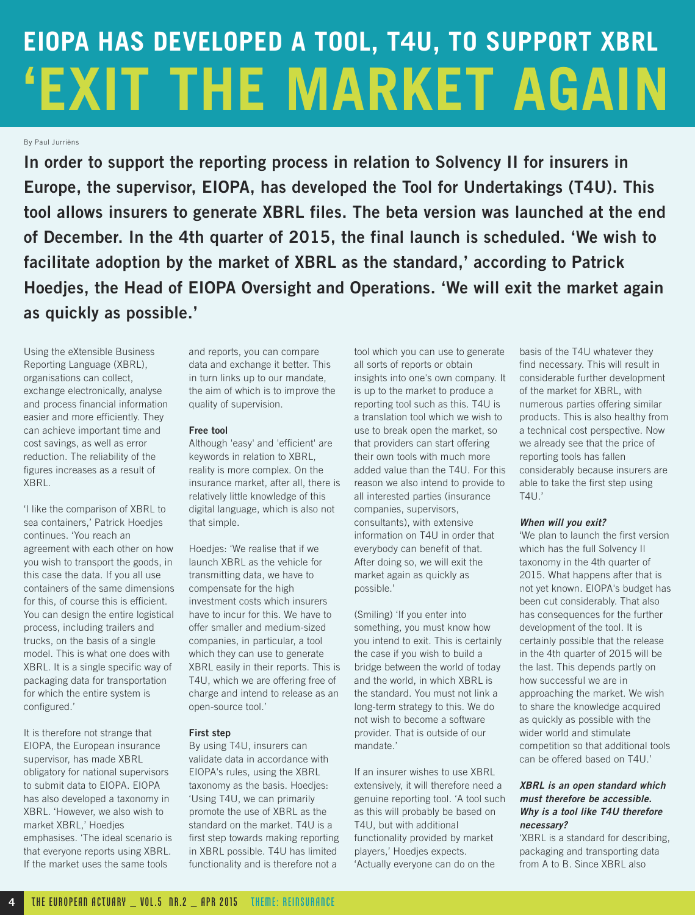# EIOPA HAS DEVELOPED A TOOL, T4U, TO SUPPORT XBRL 'EXIT THE MARKET AGAIN

By Paul Jurriëns

**In order to support the reporting process in relation to Solvency II for insurers in Europe, the supervisor, EIOPA, has developed the Tool for Undertakings (T4U). This tool allows insurers to generate XBRL files. The beta version was launched at the end of December. In the 4th quarter of 2015, the final launch is scheduled. 'We wish to facilitate adoption by the market of XBRL as the standard,' according to Patrick Hoedjes, the Head of EIOPA Oversight and Operations. 'We will exit the market again as quickly as possible.'**

Using the eXtensible Business Reporting Language (XBRL), organisations can collect, exchange electronically, analyse and process financial information easier and more efficiently. They can achieve important time and cost savings, as well as error reduction. The reliability of the figures increases as a result of XBRL.

'I like the comparison of XBRL to sea containers,' Patrick Hoedjes continues. 'You reach an agreement with each other on how you wish to transport the goods, in this case the data. If you all use containers of the same dimensions for this, of course this is efficient. You can design the entire logistical process, including trailers and trucks, on the basis of a single model. This is what one does with XBRL. It is a single specific way of packaging data for transportation for which the entire system is configured.'

It is therefore not strange that EIOPA, the European insurance supervisor, has made XBRL obligatory for national supervisors to submit data to EIOPA. EIOPA has also developed a taxonomy in XBRL. 'However, we also wish to market XBRL,' Hoedjes emphasises. 'The ideal scenario is that everyone reports using XBRL. If the market uses the same tools and reports, you can compare data and exchange it better. This in turn links up to our mandate, the aim of which is to improve the quality of supervision.

**Free tool**

Although 'easy' and 'efficient' are keywords in relation to XBRL, reality is more complex. On the insurance market, after all, there is relatively little knowledge of this digital language, which is also not that simple.

Hoedjes: 'We realise that if we launch XBRL as the vehicle for transmitting data, we have to compensate for the high investment costs which insurers have to incur for this. We have to offer smaller and medium-sized companies, in particular, a tool which they can use to generate XBRL easily in their reports. This is T4U, which we are offering free of charge and intend to release as an open-source tool.'

**First step**

By using T4U, insurers can validate data in accordance with EIOPA's rules, using the XBRL taxonomy as the basis. Hoedjes: 'Using T4U, we can primarily promote the use of XBRL as the standard on the market. T4U is a first step towards making reporting in XBRL possible. T4U has limited functionality and is therefore not a tool which you can use to generate all sorts of reports or obtain insights into one's own company. It is up to the market to produce a reporting tool such as this. T4U is a translation tool which we wish to use to break open the market, so that providers can start offering their own tools with much more added value than the T4U. For this reason we also intend to provide to all interested parties (insurance companies, supervisors, consultants), with extensive information on T4U in order that everybody can benefit of that. After doing so, we will exit the market again as quickly as possible.'

(Smiling) 'If you enter into something, you must know how you intend to exit. This is certainly the case if you wish to build a bridge between the world of today and the world, in which XBRL is the standard. You must not link a long-term strategy to this. We do not wish to become a software provider. That is outside of our mandate.'

If an insurer wishes to use XBRL extensively, it will therefore need a genuine reporting tool. 'A tool such as this will probably be based on T4U, but with additional functionality provided by market players,' Hoedjes expects. 'Actually everyone can do on the basis of the T4U whatever they find necessary. This will result in considerable further development of the market for XBRL, with numerous parties offering similar products. This is also healthy from a technical cost perspective. Now we already see that the price of reporting tools has fallen considerably because insurers are able to take the first step using T4U.'

***When will you exit?***

'We plan to launch the first version which has the full Solvency II taxonomy in the 4th quarter of 2015. What happens after that is not yet known. EIOPA's budget has been cut considerably. That also has consequences for the further development of the tool. It is certainly possible that the release in the 4th quarter of 2015 will be the last. This depends partly on how successful we are in approaching the market. We wish to share the knowledge acquired as quickly as possible with the wider world and stimulate competition so that additional tools can be offered based on T4U.'

***XBRL is an open standard which must therefore be accessible. Why is a tool like T4U therefore necessary?***

'XBRL is a standard for describing, packaging and transporting data from A to B. Since XBRL also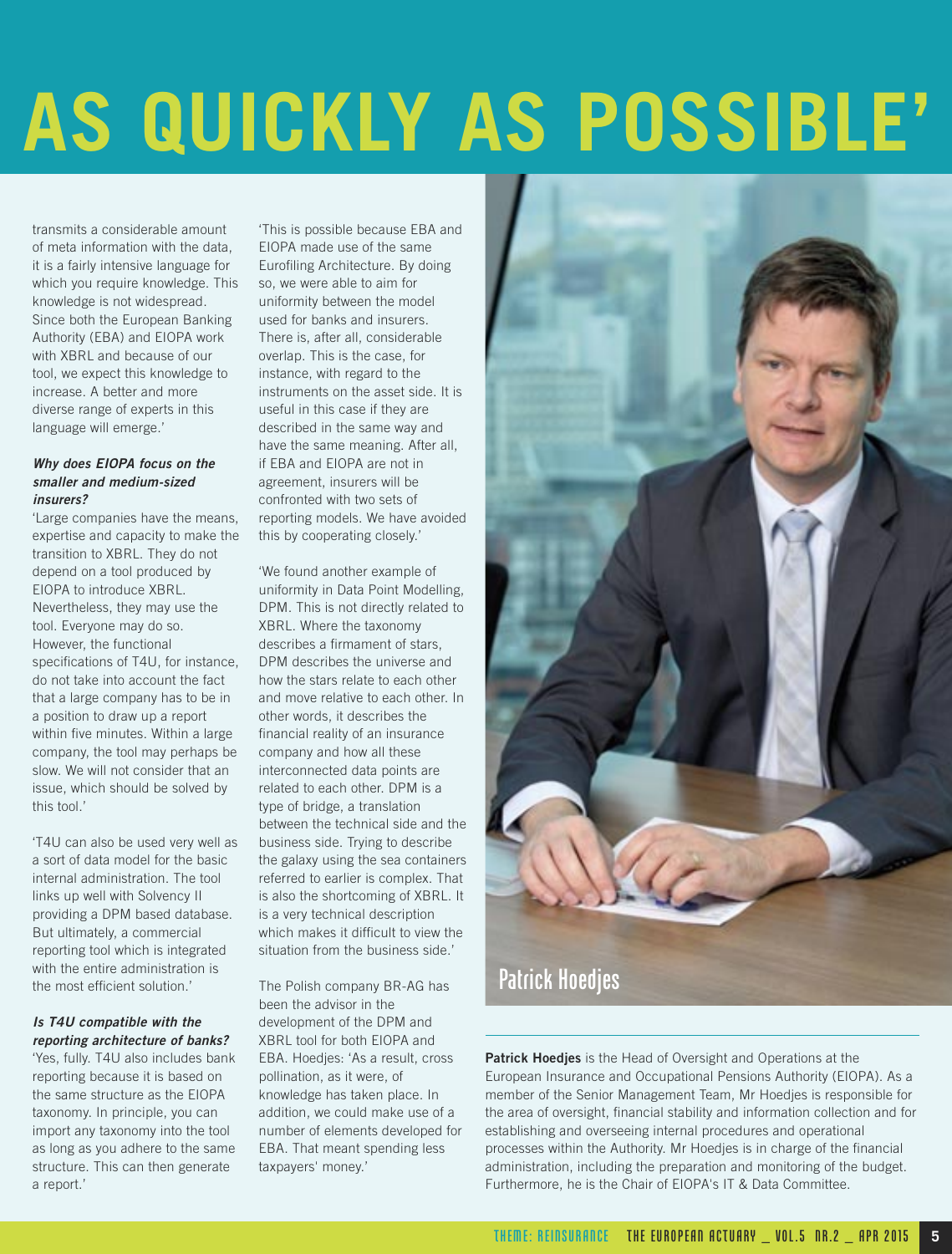# AS QUICKLY AS POSSIBLE'

transmits a considerable amount of meta information with the data, it is a fairly intensive language for which you require knowledge. This knowledge is not widespread. Since both the European Banking Authority (EBA) and EIOPA work with XBRL and because of our tool, we expect this knowledge to increase. A better and more diverse range of experts in this language will emerge.'

***Why does EIOPA focus on the smaller and medium-sized insurers?***

'Large companies have the means, expertise and capacity to make the transition to XBRL. They do not depend on a tool produced by EIOPA to introduce XBRL. Nevertheless, they may use the tool. Everyone may do so. However, the functional specifications of T4U, for instance, do not take into account the fact that a large company has to be in a position to draw up a report within five minutes. Within a large company, the tool may perhaps be slow. We will not consider that an issue, which should be solved by this tool.'

'T4U can also be used very well as a sort of data model for the basic internal administration. The tool links up well with Solvency II providing a DPM based database. But ultimately, a commercial reporting tool which is integrated with the entire administration is the most efficient solution.'

***Is T4U compatible with the reporting architecture of banks?***

'Yes, fully. T4U also includes bank reporting because it is based on the same structure as the EIOPA taxonomy. In principle, you can import any taxonomy into the tool as long as you adhere to the same structure. This can then generate a report.'

'This is possible because EBA and EIOPA made use of the same Eurofiling Architecture. By doing so, we were able to aim for uniformity between the model used for banks and insurers. There is, after all, considerable overlap. This is the case, for instance, with regard to the instruments on the asset side. It is useful in this case if they are described in the same way and have the same meaning. After all, if EBA and EIOPA are not in agreement, insurers will be confronted with two sets of reporting models. We have avoided this by cooperating closely.'

'We found another example of uniformity in Data Point Modelling, DPM. This is not directly related to XBRL. Where the taxonomy describes a firmament of stars, DPM describes the universe and how the stars relate to each other and move relative to each other. In other words, it describes the financial reality of an insurance company and how all these interconnected data points are related to each other. DPM is a type of bridge, a translation between the technical side and the business side. Trying to describe the galaxy using the sea containers referred to earlier is complex. That is also the shortcoming of XBRL. It is a very technical description which makes it difficult to view the situation from the business side.'

The Polish company BR-AG has been the advisor in the development of the DPM and XBRL tool for both EIOPA and EBA. Hoedjes: 'As a result, cross pollination, as it were, of knowledge has taken place. In addition, we could make use of a number of elements developed for EBA. That meant spending less taxpayers' money.'

Patrick Hoedjes

**Patrick Hoedjes** is the Head of Oversight and Operations at the European Insurance and Occupational Pensions Authority (EIOPA). As a member of the Senior Management Team, Mr Hoedjes is responsible for the area of oversight, financial stability and information collection and for establishing and overseeing internal procedures and operational processes within the Authority. Mr Hoedjes is in charge of the financial administration, including the preparation and monitoring of the budget. Furthermore, he is the Chair of EIOPA's IT & Data Committee.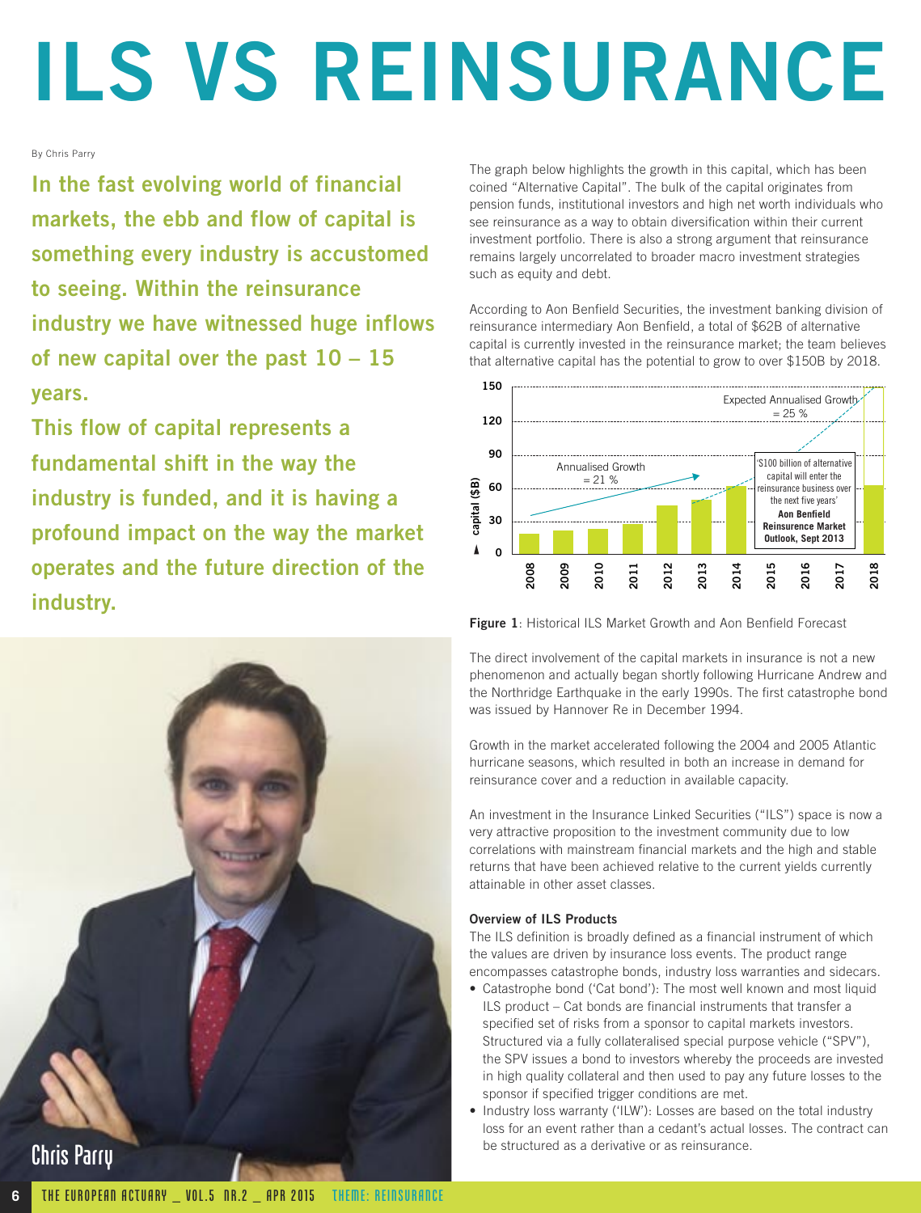# ILS VS REINSURANCE

By Chris Parry

**In the fast evolving world of financial markets, the ebb and flow of capital is something every industry is accustomed to seeing. Within the reinsurance industry we have witnessed huge inflows of new capital over the past 10 – 15 years.**

**This flow of capital represents a fundamental shift in the way the industry is funded, and it is having a profound impact on the way the market operates and the future direction of the industry.**

Chris Parry

The graph below highlights the growth in this capital, which has been coined "Alternative Capital". The bulk of the capital originates from pension funds, institutional investors and high net worth individuals who see reinsurance as a way to obtain diversification within their current investment portfolio. There is also a strong argument that reinsurance remains largely uncorrelated to broader macro investment strategies such as equity and debt.

According to Aon Benfield Securities, the investment banking division of reinsurance intermediary Aon Benfield, a total of $62B of alternative capital is currently invested in the reinsurance market; the team believes that alternative capital has the potential to grow to over $150B by 2018.

**Figure 1**: Historical ILS Market Growth and Aon Benfield Forecast

The direct involvement of the capital markets in insurance is not a new phenomenon and actually began shortly following Hurricane Andrew and the Northridge Earthquake in the early 1990s. The first catastrophe bond was issued by Hannover Re in December 1994.

Growth in the market accelerated following the 2004 and 2005 Atlantic hurricane seasons, which resulted in both an increase in demand for reinsurance cover and a reduction in available capacity.

An investment in the Insurance Linked Securities ("ILS") space is now a very attractive proposition to the investment community due to low correlations with mainstream financial markets and the high and stable returns that have been achieved relative to the current yields currently attainable in other asset classes.

**Overview of ILS Products**

The ILS definition is broadly defined as a financial instrument of which the values are driven by insurance loss events. The product range encompasses catastrophe bonds, industry loss warranties and sidecars.

- Catastrophe bond ('Cat bond'): The most well known and most liquid ILS product – Cat bonds are financial instruments that transfer a specified set of risks from a sponsor to capital markets investors. Structured via a fully collateralised special purpose vehicle ("SPV"), the SPV issues a bond to investors whereby the proceeds are invested in high quality collateral and then used to pay any future losses to the sponsor if specified trigger conditions are met.
- Industry loss warranty ('ILW'): Losses are based on the total industry loss for an event rather than a cedant's actual losses. The contract can be structured as a derivative or as reinsurance.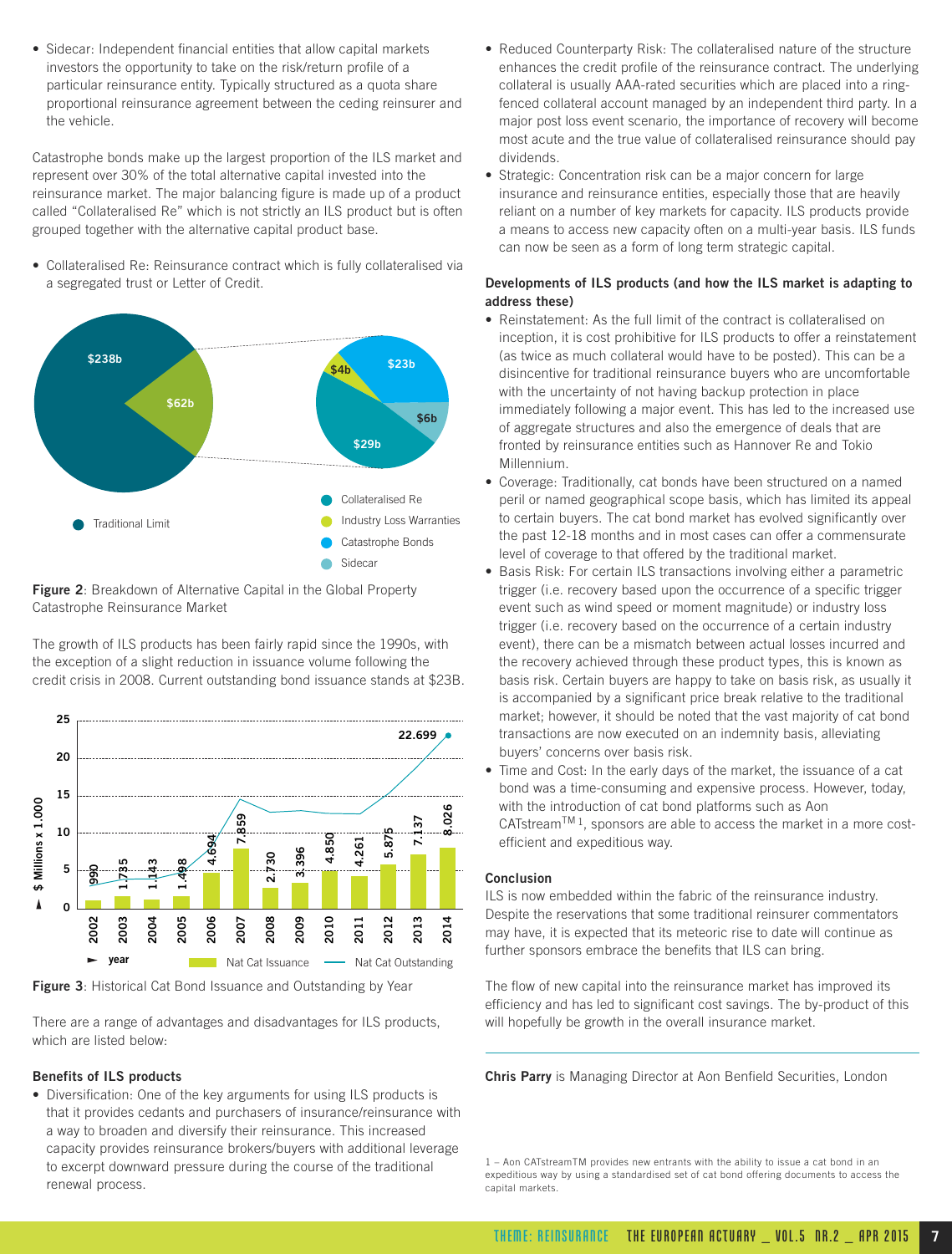- Sidecar: Independent financial entities that allow capital markets investors the opportunity to take on the risk/return profile of a particular reinsurance entity. Typically structured as a quota share proportional reinsurance agreement between the ceding reinsurer and the vehicle.

Catastrophe bonds make up the largest proportion of the ILS market and represent over 30% of the total alternative capital invested into the reinsurance market. The major balancing figure is made up of a product called "Collateralised Re" which is not strictly an ILS product but is often grouped together with the alternative capital product base.

- Collateralised Re: Reinsurance contract which is fully collateralised via a segregated trust or Letter of Credit.

**Figure 2**: Breakdown of Alternative Capital in the Global Property Catastrophe Reinsurance Market

The growth of ILS products has been fairly rapid since the 1990s, with the exception of a slight reduction in issuance volume following the credit crisis in 2008. Current outstanding bond issuance stands at $23B.

**Figure 3**: Historical Cat Bond Issuance and Outstanding by Year

There are a range of advantages and disadvantages for ILS products, which are listed below:

### Benefits of ILS products

- Diversification: One of the key arguments for using ILS products is that it provides cedants and purchasers of insurance/reinsurance with a way to broaden and diversify their reinsurance. This increased capacity provides reinsurance brokers/buyers with additional leverage to excerpt downward pressure during the course of the traditional renewal process.
- Reduced Counterparty Risk: The collateralised nature of the structure enhances the credit profile of the reinsurance contract. The underlying collateral is usually AAA-rated securities which are placed into a ring-fenced collateral account managed by an independent third party. In a major post loss event scenario, the importance of recovery will become most acute and the true value of collateralised reinsurance should pay dividends.
- Strategic: Concentration risk can be a major concern for large insurance and reinsurance entities, especially those that are heavily reliant on a number of key markets for capacity. ILS products provide a means to access new capacity often on a multi-year basis. ILS funds can now be seen as a form of long term strategic capital.

### Developments of ILS products (and how the ILS market is adapting to address these)

- Reinstatement: As the full limit of the contract is collateralised on inception, it is cost prohibitive for ILS products to offer a reinstatement (as twice as much collateral would have to be posted). This can be a disincentive for traditional reinsurance buyers who are uncomfortable with the uncertainty of not having backup protection in place immediately following a major event. This has led to the increased use of aggregate structures and also the emergence of deals that are fronted by reinsurance entities such as Hannover Re and Tokio Millennium.
- Coverage: Traditionally, cat bonds have been structured on a named peril or named geographical scope basis, which has limited its appeal to certain buyers. The cat bond market has evolved significantly over the past 12-18 months and in most cases can offer a commensurate level of coverage to that offered by the traditional market.
- Basis Risk: For certain ILS transactions involving either a parametric trigger (i.e. recovery based upon the occurrence of a specific trigger event such as wind speed or moment magnitude) or industry loss trigger (i.e. recovery based on the occurrence of a certain industry event), there can be a mismatch between actual losses incurred and the recovery achieved through these product types, this is known as basis risk. Certain buyers are happy to take on basis risk, as usually it is accompanied by a significant price break relative to the traditional market; however, it should be noted that the vast majority of cat bond transactions are now executed on an indemnity basis, alleviating buyers' concerns over basis risk.
- Time and Cost: In the early days of the market, the issuance of a cat bond was a time-consuming and expensive process. However, today, with the introduction of cat bond platforms such as Aon CATstream$^{TM}$[1], sponsors are able to access the market in a more cost-efficient and expeditious way.

### Conclusion

ILS is now embedded within the fabric of the reinsurance industry. Despite the reservations that some traditional reinsurer commentators may have, it is expected that its meteoric rise to date will continue as further sponsors embrace the benefits that ILS can bring.

The flow of new capital into the reinsurance market has improved its efficiency and has led to significant cost savings. The by-product of this will hopefully be growth in the overall insurance market.

---

**Chris Parry** is Managing Director at Aon Benfield Securities, London

1 – Aon CATstreamTM provides new entrants with the ability to issue a cat bond in an expeditious way by using a standardised set of cat bond offering documents to access the capital markets.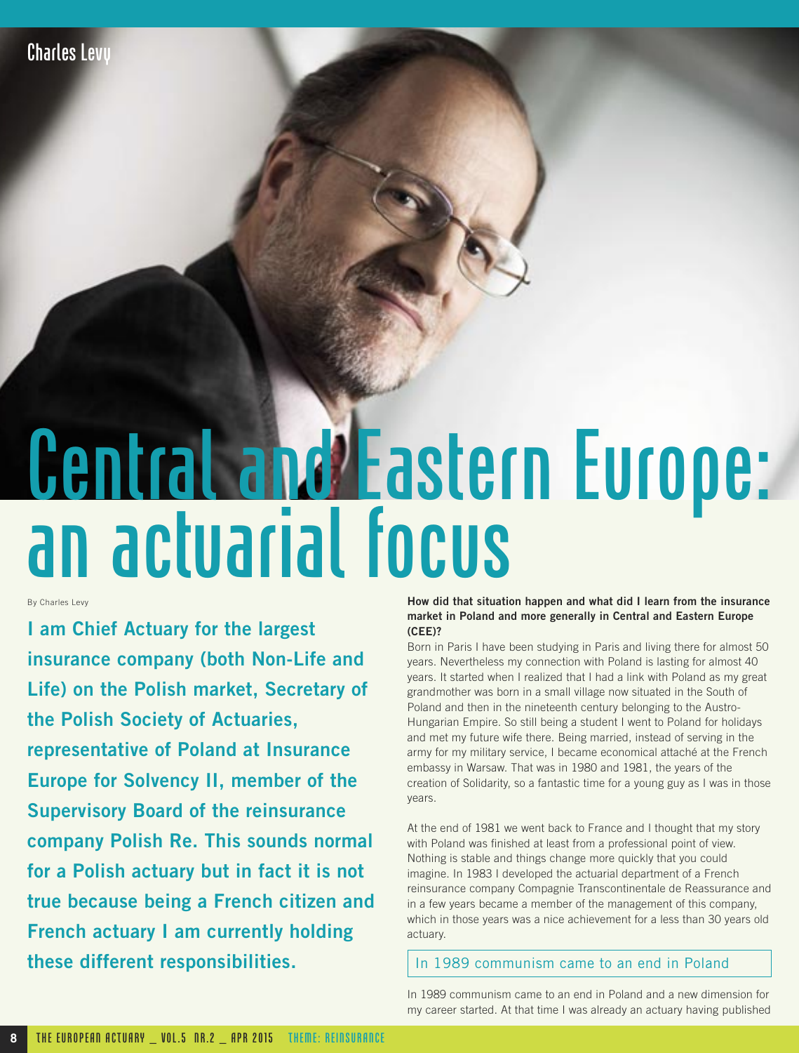# Central and Eastern Europe: an actuarial focus

By Charles Levy

**I am Chief Actuary for the largest insurance company (both Non-Life and Life) on the Polish market, Secretary of the Polish Society of Actuaries, representative of Poland at Insurance Europe for Solvency II, member of the Supervisory Board of the reinsurance company Polish Re. This sounds normal for a Polish actuary but in fact it is not true because being a French citizen and French actuary I am currently holding these different responsibilities.**

**How did that situation happen and what did I learn from the insurance market in Poland and more generally in Central and Eastern Europe (CEE)?**

Born in Paris I have been studying in Paris and living there for almost 50 years. Nevertheless my connection with Poland is lasting for almost 40 years. It started when I realized that I had a link with Poland as my great grandmother was born in a small village now situated in the South of Poland and then in the nineteenth century belonging to the Austro-Hungarian Empire. So still being a student I went to Poland for holidays and met my future wife there. Being married, instead of serving in the army for my military service, I became economical attaché at the French embassy in Warsaw. That was in 1980 and 1981, the years of the creation of Solidarity, so a fantastic time for a young guy as I was in those years.

At the end of 1981 we went back to France and I thought that my story with Poland was finished at least from a professional point of view. Nothing is stable and things change more quickly that you could imagine. In 1983 I developed the actuarial department of a French reinsurance company Compagnie Transcontinentale de Reassurance and in a few years became a member of the management of this company, which in those years was a nice achievement for a less than 30 years old actuary.

> In 1989 communism came to an end in Poland

In 1989 communism came to an end in Poland and a new dimension for my career started. At that time I was already an actuary having published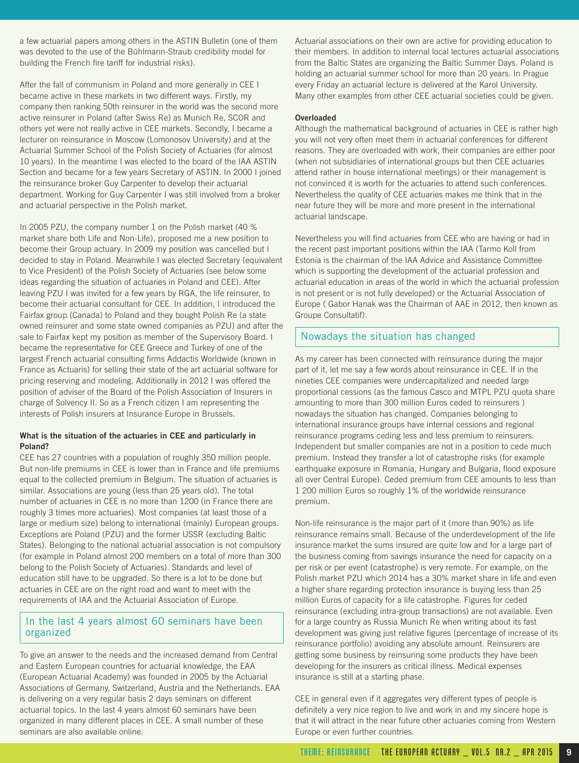a few actuarial papers among others in the ASTIN Bulletin (one of them was devoted to the use of the Bühlmann-Straub credibility model for building the French fire tariff for industrial risks).

After the fall of communism in Poland and more generally in CEE I became active in these markets in two different ways. Firstly, my company then ranking 50th reinsurer in the world was the second more active reinsurer in Poland (after Swiss Re) as Munich Re, SCOR and others yet were not really active in CEE markets. Secondly, I became a lecturer on reinsurance in Moscow (Lomonosov University) and at the Actuarial Summer School of the Polish Society of Actuaries (for almost 10 years). In the meantime I was elected to the board of the IAA ASTIN Section and became for a few years Secretary of ASTIN. In 2000 I joined the reinsurance broker Guy Carpenter to develop their actuarial department. Working for Guy Carpenter I was still involved from a broker and actuarial perspective in the Polish market.

In 2005 PZU, the company number 1 on the Polish market (40 % market share both Life and Non-Life), proposed me a new position to become their Group actuary. In 2009 my position was cancelled but I decided to stay in Poland. Meanwhile I was elected Secretary (equivalent to Vice President) of the Polish Society of Actuaries (see below some ideas regarding the situation of actuaries in Poland and CEE). After leaving PZU I was invited for a few years by RGA, the life reinsurer, to become their actuarial consultant for CEE. In addition, I introduced the Fairfax group (Canada) to Poland and they bought Polish Re (a state owned reinsurer and some state owned companies as PZU) and after the sale to Fairfax kept my position as member of the Supervisory Board. I became the representative for CEE Greece and Turkey of one of the largest French actuarial consulting firms Addactis Worldwide (known in France as Actuaris) for selling their state of the art actuarial software for pricing reserving and modeling. Additionally in 2012 I was offered the position of adviser of the Board of the Polish Association of Insurers in charge of Solvency II. So as a French citizen I am representing the interests of Polish insurers at Insurance Europe in Brussels.

**What is the situation of the actuaries in CEE and particularly in Poland?**

CEE has 27 countries with a population of roughly 350 million people. But non-life premiums in CEE is lower than in France and life premiums equal to the collected premium in Belgium. The situation of actuaries is similar. Associations are young (less than 25 years old). The total number of actuaries in CEE is no more than 1200 (in France there are roughly 3 times more actuaries). Most companies (at least those of a large or medium size) belong to international (mainly) European groups. Exceptions are Poland (PZU) and the former USSR (excluding Baltic States). Belonging to the national actuarial association is not compulsory (for example in Poland almost 200 members on a total of more than 300 belong to the Polish Society of Actuaries). Standards and level of education still have to be upgraded. So there is a lot to be done but actuaries in CEE are on the right road and want to meet with the requirements of IAA and the Actuarial Association of Europe.

## In the last 4 years almost 60 seminars have been organized

To give an answer to the needs and the increased demand from Central and Eastern European countries for actuarial knowledge, the EAA (European Actuarial Academy) was founded in 2005 by the Actuarial Associations of Germany, Switzerland, Austria and the Netherlands. EAA is delivering on a very regular basis 2 days seminars on different actuarial topics. In the last 4 years almost 60 seminars have been organized in many different places in CEE. A small number of these seminars are also available online.

Actuarial associations on their own are active for providing education to their members. In addition to internal local lectures actuarial associations from the Baltic States are organizing the Baltic Summer Days. Poland is holding an actuarial summer school for more than 20 years. In Prague every Friday an actuarial lecture is delivered at the Karol University. Many other examples from other CEE actuarial societies could be given.

**Overloaded**

Although the mathematical background of actuaries in CEE is rather high you will not very often meet them in actuarial conferences for different reasons. They are overloaded with work, their companies are either poor (when not subsidiaries of international groups but then CEE actuaries attend rather in house international meetings) or their management is not convinced it is worth for the actuaries to attend such conferences. Nevertheless the quality of CEE actuaries makes me think that in the near future they will be more and more present in the international actuarial landscape.

Nevertheless you will find actuaries from CEE who are having or had in the recent past important positions within the IAA (Tarmo Koll from Estonia is the chairman of the IAA Advice and Assistance Committee which is supporting the development of the actuarial profession and actuarial education in areas of the world in which the actuarial profession is not present or is not fully developed) or the Actuarial Association of Europe ( Gabor Hanak was the Chairman of AAE in 2012, then known as Groupe Consultatif).

## Nowadays the situation has changed

As my career has been connected with reinsurance during the major part of it, let me say a few words about reinsurance in CEE. If in the nineties CEE companies were undercapitalized and needed large proportional cessions (as the famous Casco and MTPL PZU quota share amounting to more than 300 million Euros ceded to reinsurers ) nowadays the situation has changed. Companies belonging to international insurance groups have internal cessions and regional reinsurance programs ceding less and less premium to reinsurers. Independent but smaller companies are not in a position to cede much premium. Instead they transfer a lot of catastrophe risks (for example earthquake exposure in Romania, Hungary and Bulgaria, flood exposure all over Central Europe). Ceded premium from CEE amounts to less than 1 200 million Euros so roughly 1% of the worldwide reinsurance premium.

Non-life reinsurance is the major part of it (more than 90%) as life reinsurance remains small. Because of the underdevelopment of the life insurance market the sums insured are quite low and for a large part of the business coming from savings insurance the need for capacity on a per risk or per event (catastrophe) is very remote. For example, on the Polish market PZU which 2014 has a 30% market share in life and even a higher share regarding protection insurance is buying less than 25 million Euros of capacity for a life catastrophe. Figures for ceded reinsurance (excluding intra-group transactions) are not available. Even for a large country as Russia Munich Re when writing about its fast development was giving just relative figures (percentage of increase of its reinsurance portfolio) avoiding any absolute amount. Reinsurers are getting some business by reinsuring some products they have been developing for the insurers as critical illness. Medical expenses insurance is still at a starting phase.

CEE in general even if it aggregates very different types of people is definitely a very nice region to live and work in and my sincere hope is that it will attract in the near future other actuaries coming from Western Europe or even further countries.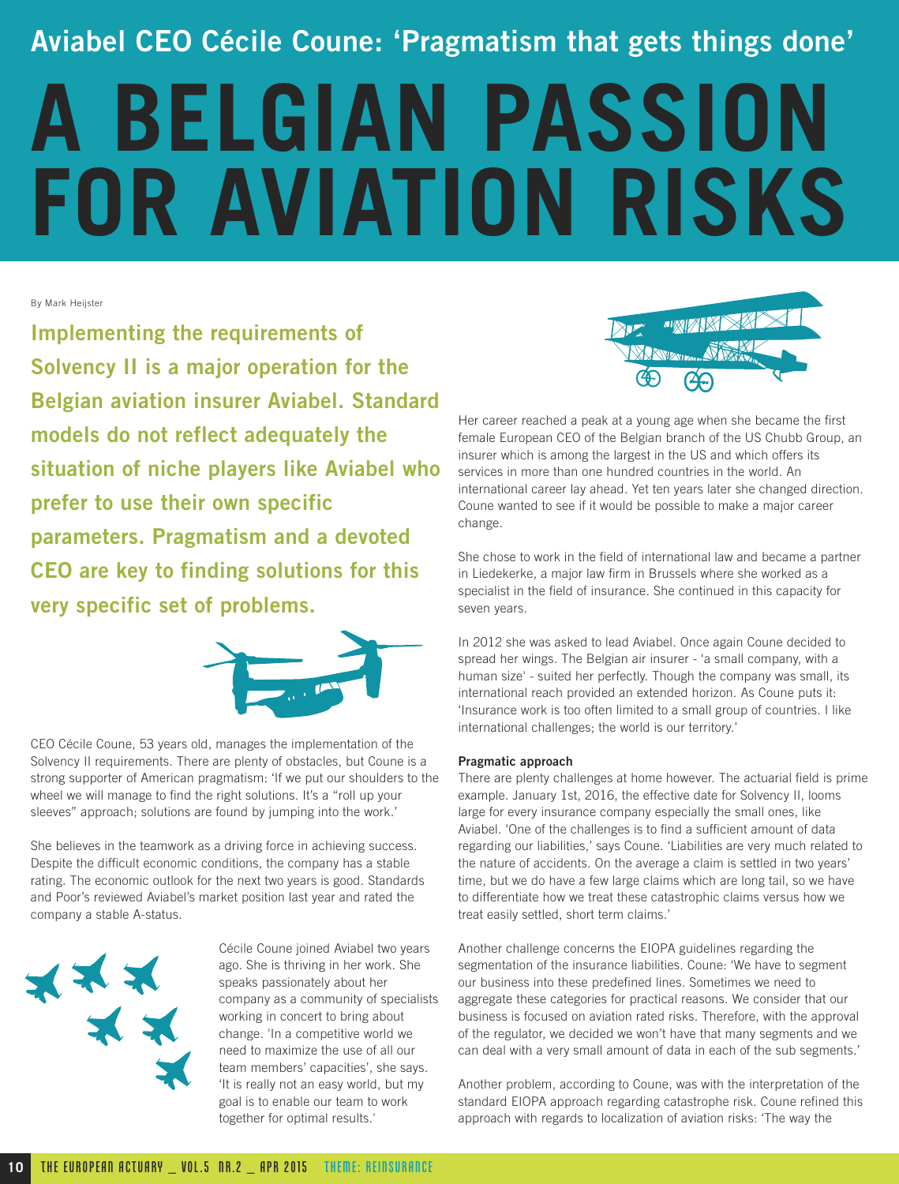## Aviabel CEO Cécile Coune: 'Pragmatism that gets things done'

# A BELGIAN PASSION FOR AVIATION RISKS

By Mark Heijster

**Implementing the requirements of Solvency II is a major operation for the Belgian aviation insurer Aviabel. Standard models do not reflect adequately the situation of niche players like Aviabel who prefer to use their own specific parameters. Pragmatism and a devoted CEO are key to finding solutions for this very specific set of problems.**

CEO Cécile Coune, 53 years old, manages the implementation of the Solvency II requirements. There are plenty of obstacles, but Coune is a strong supporter of American pragmatism: 'If we put our shoulders to the wheel we will manage to find the right solutions. It's a "roll up your sleeves" approach; solutions are found by jumping into the work.'

She believes in the teamwork as a driving force in achieving success. Despite the difficult economic conditions, the company has a stable rating. The economic outlook for the next two years is good. Standards and Poor's reviewed Aviabel's market position last year and rated the company a stable A-status.

Cécile Coune joined Aviabel two years ago. She is thriving in her work. She speaks passionately about her company as a community of specialists working in concert to bring about change. 'In a competitive world we need to maximize the use of all our team members' capacities', she says. 'It is really not an easy world, but my goal is to enable our team to work together for optimal results.'

Her career reached a peak at a young age when she became the first female European CEO of the Belgian branch of the US Chubb Group, an insurer which is among the largest in the US and which offers its services in more than one hundred countries in the world. An international career lay ahead. Yet ten years later she changed direction. Coune wanted to see if it would be possible to make a major career change.

She chose to work in the field of international law and became a partner in Liedekerke, a major law firm in Brussels where she worked as a specialist in the field of insurance. She continued in this capacity for seven years.

In 2012 she was asked to lead Aviabel. Once again Coune decided to spread her wings. The Belgian air insurer - 'a small company, with a human size' - suited her perfectly. Though the company was small, its international reach provided an extended horizon. As Coune puts it: 'Insurance work is too often limited to a small group of countries. I like international challenges; the world is our territory.'

**Pragmatic approach**

There are plenty challenges at home however. The actuarial field is prime example. January 1st, 2016, the effective date for Solvency II, looms large for every insurance company especially the small ones, like Aviabel. 'One of the challenges is to find a sufficient amount of data regarding our liabilities,' says Coune. 'Liabilities are very much related to the nature of accidents. On the average a claim is settled in two years' time, but we do have a few large claims which are long tail, so we have to differentiate how we treat these catastrophic claims versus how we treat easily settled, short term claims.'

Another challenge concerns the EIOPA guidelines regarding the segmentation of the insurance liabilities. Coune: 'We have to segment our business into these predefined lines. Sometimes we need to aggregate these categories for practical reasons. We consider that our business is focused on aviation rated risks. Therefore, with the approval of the regulator, we decided we won't have that many segments and we can deal with a very small amount of data in each of the sub segments.'

Another problem, according to Coune, was with the interpretation of the standard EIOPA approach regarding catastrophe risk. Coune refined this approach with regards to localization of aviation risks: 'The way the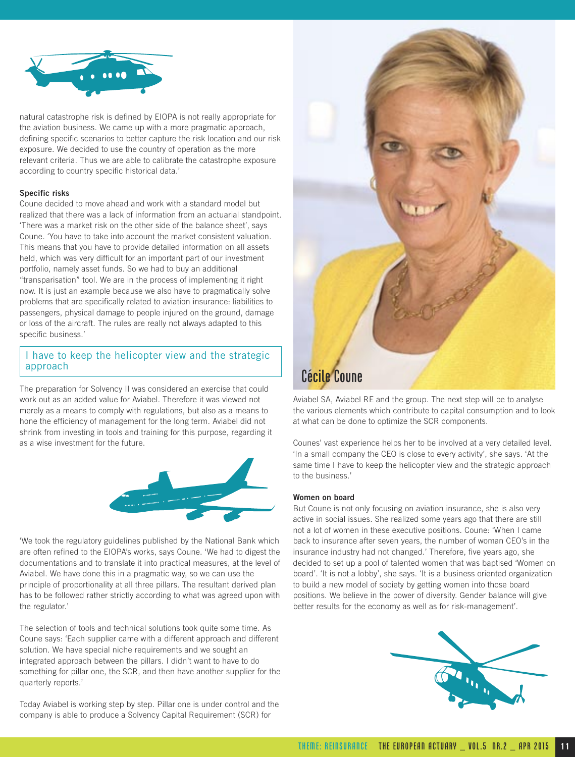natural catastrophe risk is defined by EIOPA is not really appropriate for the aviation business. We came up with a more pragmatic approach, defining specific scenarios to better capture the risk location and our risk exposure. We decided to use the country of operation as the more relevant criteria. Thus we are able to calibrate the catastrophe exposure according to country specific historical data.'

**Specific risks**

Coune decided to move ahead and work with a standard model but realized that there was a lack of information from an actuarial standpoint. 'There was a market risk on the other side of the balance sheet', says Coune. 'You have to take into account the market consistent valuation. This means that you have to provide detailed information on all assets held, which was very difficult for an important part of our investment portfolio, namely asset funds. So we had to buy an additional "transparisation" tool. We are in the process of implementing it right now. It is just an example because we also have to pragmatically solve problems that are specifically related to aviation insurance: liabilities to passengers, physical damage to people injured on the ground, damage or loss of the aircraft. The rules are really not always adapted to this specific business.'

> I have to keep the helicopter view and the strategic approach

The preparation for Solvency II was considered an exercise that could work out as an added value for Aviabel. Therefore it was viewed not merely as a means to comply with regulations, but also as a means to hone the efficiency of management for the long term. Aviabel did not shrink from investing in tools and training for this purpose, regarding it as a wise investment for the future.

'We took the regulatory guidelines published by the National Bank which are often refined to the EIOPA's works, says Coune. 'We had to digest the documentations and to translate it into practical measures, at the level of Aviabel. We have done this in a pragmatic way, so we can use the principle of proportionality at all three pillars. The resultant derived plan has to be followed rather strictly according to what was agreed upon with the regulator.'

The selection of tools and technical solutions took quite some time. As Coune says: 'Each supplier came with a different approach and different solution. We have special niche requirements and we sought an integrated approach between the pillars. I didn't want to have to do something for pillar one, the SCR, and then have another supplier for the quarterly reports.'

Today Aviabel is working step by step. Pillar one is under control and the company is able to produce a Solvency Capital Requirement (SCR) for Aviabel SA, Aviabel RE and the group. The next step will be to analyse the various elements which contribute to capital consumption and to look at what can be done to optimize the SCR components.

Cécile Coune

Counes' vast experience helps her to be involved at a very detailed level. 'In a small company the CEO is close to every activity', she says. 'At the same time I have to keep the helicopter view and the strategic approach to the business.'

**Women on board**

But Coune is not only focusing on aviation insurance, she is also very active in social issues. She realized some years ago that there are still not a lot of women in these executive positions. Coune: 'When I came back to insurance after seven years, the number of woman CEO's in the insurance industry had not changed.' Therefore, five years ago, she decided to set up a pool of talented women that was baptised 'Women on board'. 'It is not a lobby', she says. 'It is a business oriented organization to build a new model of society by getting women into those board positions. We believe in the power of diversity. Gender balance will give better results for the economy as well as for risk-management'.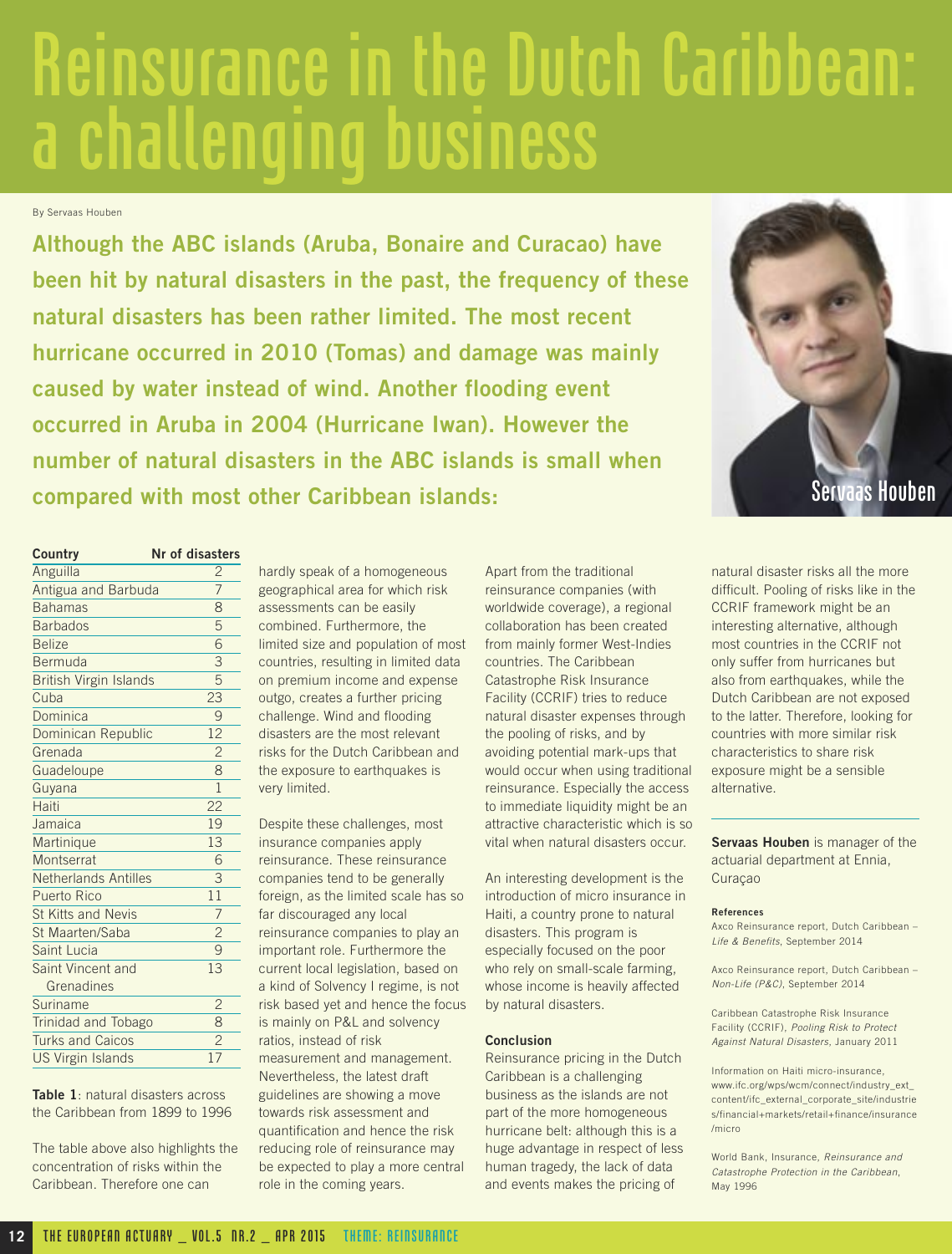# Reinsurance in the Dutch Caribbean: a challenging business

By Servaas Houben

**Although the ABC islands (Aruba, Bonaire and Curacao) have been hit by natural disasters in the past, the frequency of these natural disasters has been rather limited. The most recent hurricane occurred in 2010 (Tomas) and damage was mainly caused by water instead of wind. Another flooding event occurred in Aruba in 2004 (Hurricane Iwan). However the number of natural disasters in the ABC islands is small when compared with most other Caribbean islands:**

Servaas Houben

| Country | Nr of disasters |
|---|---|
| Anguilla | 2 |
| Antigua and Barbuda | 7 |
| Bahamas | 8 |
| Barbados | 5 |
| Belize | 6 |
| Bermuda | 3 |
| British Virgin Islands | 5 |
| Cuba | 23 |
| Dominica | 9 |
| Dominican Republic | 12 |
| Grenada | 2 |
| Guadeloupe | 8 |
| Guyana | 1 |
| Haiti | 22 |
| Jamaica | 19 |
| Martinique | 13 |
| Montserrat | 6 |
| Netherlands Antilles | 3 |
| Puerto Rico | 11 |
| St Kitts and Nevis | 7 |
| St Maarten/Saba | 2 |
| Saint Lucia | 9 |
| Saint Vincent and Grenadines | 13 |
| Suriname | 2 |
| Trinidad and Tobago | 8 |
| Turks and Caicos | 2 |
| US Virgin Islands | 17 |

**Table 1**: natural disasters across the Caribbean from 1899 to 1996

The table above also highlights the concentration of risks within the Caribbean. Therefore one can hardly speak of a homogeneous geographical area for which risk assessments can be easily combined. Furthermore, the limited size and population of most countries, resulting in limited data on premium income and expense outgo, creates a further pricing challenge. Wind and flooding disasters are the most relevant risks for the Dutch Caribbean and the exposure to earthquakes is very limited.

Despite these challenges, most insurance companies apply reinsurance. These reinsurance companies tend to be generally foreign, as the limited scale has so far discouraged any local reinsurance companies to play an important role. Furthermore the current local legislation, based on a kind of Solvency I regime, is not risk based yet and hence the focus is mainly on P&L and solvency ratios, instead of risk measurement and management. Nevertheless, the latest draft guidelines are showing a move towards risk assessment and quantification and hence the risk reducing role of reinsurance may be expected to play a more central role in the coming years.

Apart from the traditional reinsurance companies (with worldwide coverage), a regional collaboration has been created from mainly former West-Indies countries. The Caribbean Catastrophe Risk Insurance Facility (CCRIF) tries to reduce natural disaster expenses through the pooling of risks, and by avoiding potential mark-ups that would occur when using traditional reinsurance. Especially the access to immediate liquidity might be an attractive characteristic which is so vital when natural disasters occur.

An interesting development is the introduction of micro insurance in Haiti, a country prone to natural disasters. This program is especially focused on the poor who rely on small-scale farming, whose income is heavily affected by natural disasters.

### Conclusion

Reinsurance pricing in the Dutch Caribbean is a challenging business as the islands are not part of the more homogeneous hurricane belt: although this is a huge advantage in respect of less human tragedy, the lack of data and events makes the pricing of natural disaster risks all the more difficult. Pooling of risks like in the CCRIF framework might be an interesting alternative, although most countries in the CCRIF not only suffer from hurricanes but also from earthquakes, while the Dutch Caribbean are not exposed to the latter. Therefore, looking for countries with more similar risk characteristics to share risk exposure might be a sensible alternative.

**Servaas Houben** is manager of the actuarial department at Ennia, Curaçao

#### References

Axco Reinsurance report, Dutch Caribbean – *Life & Benefits*, September 2014

Axco Reinsurance report, Dutch Caribbean – *Non-Life (P&C)*, September 2014

Caribbean Catastrophe Risk Insurance Facility (CCRIF), *Pooling Risk to Protect Against Natural Disasters*, January 2011

Information on Haiti micro-insurance, www.ifc.org/wps/wcm/connect/industry_ext_content/ifc_external_corporate_site/industries/financial+markets/retail+finance/insurance/micro

World Bank, Insurance, *Reinsurance and Catastrophe Protection in the Caribbean*, May 1996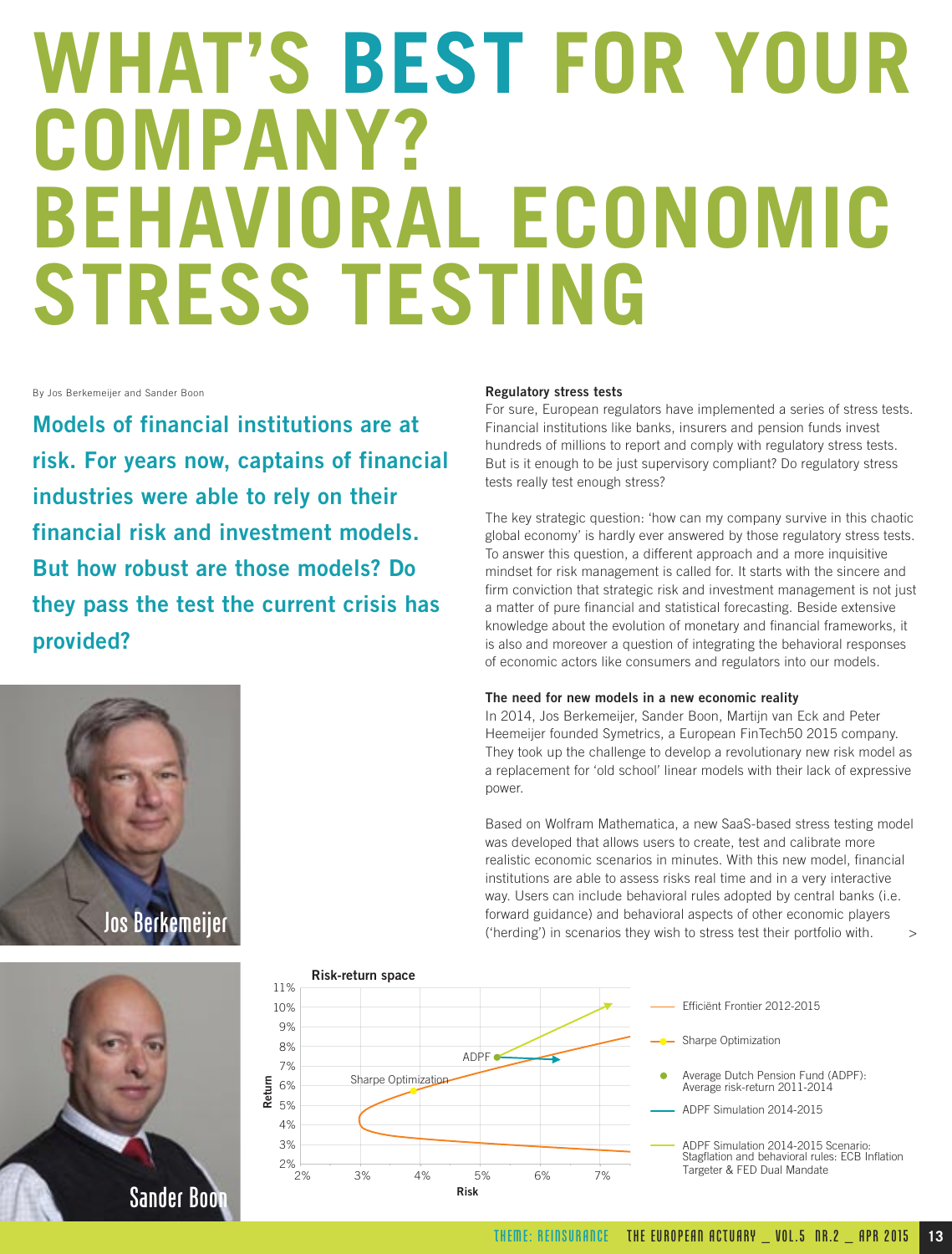# WHAT'S BEST FOR YOUR COMPANY? BEHAVIORAL ECONOMIC STRESS TESTING

By Jos Berkemeijer and Sander Boon

**Models of financial institutions are at risk. For years now, captains of financial industries were able to rely on their financial risk and investment models. But how robust are those models? Do they pass the test the current crisis has provided?**

Jos Berkemeijer

Sander Boon

### Regulatory stress tests

For sure, European regulators have implemented a series of stress tests. Financial institutions like banks, insurers and pension funds invest hundreds of millions to report and comply with regulatory stress tests. But is it enough to be just supervisory compliant? Do regulatory stress tests really test enough stress?

The key strategic question: 'how can my company survive in this chaotic global economy' is hardly ever answered by those regulatory stress tests. To answer this question, a different approach and a more inquisitive mindset for risk management is called for. It starts with the sincere and firm conviction that strategic risk and investment management is not just a matter of pure financial and statistical forecasting. Beside extensive knowledge about the evolution of monetary and financial frameworks, it is also and moreover a question of integrating the behavioral responses of economic actors like consumers and regulators into our models.

### The need for new models in a new economic reality

In 2014, Jos Berkemeijer, Sander Boon, Martijn van Eck and Peter Heemeijer founded Symetrics, a European FinTech50 2015 company. They took up the challenge to develop a revolutionary new risk model as a replacement for 'old school' linear models with their lack of expressive power.

Based on Wolfram Mathematica, a new SaaS-based stress testing model was developed that allows users to create, test and calibrate more realistic economic scenarios in minutes. With this new model, financial institutions are able to assess risks real time and in a very interactive way. Users can include behavioral rules adopted by central banks (i.e. forward guidance) and behavioral aspects of other economic players ('herding') in scenarios they wish to stress test their portfolio with. >

**Risk-return space**

- Efficiënt Frontier 2012-2015
- Sharpe Optimization
- Average Dutch Pension Fund (ADPF): Average risk-return 2011-2014
- ADPF Simulation 2014-2015
- ADPF Simulation 2014-2015 Scenario: Stagflation and behavioral rules: ECB Inflation Targeter & FED Dual Mandate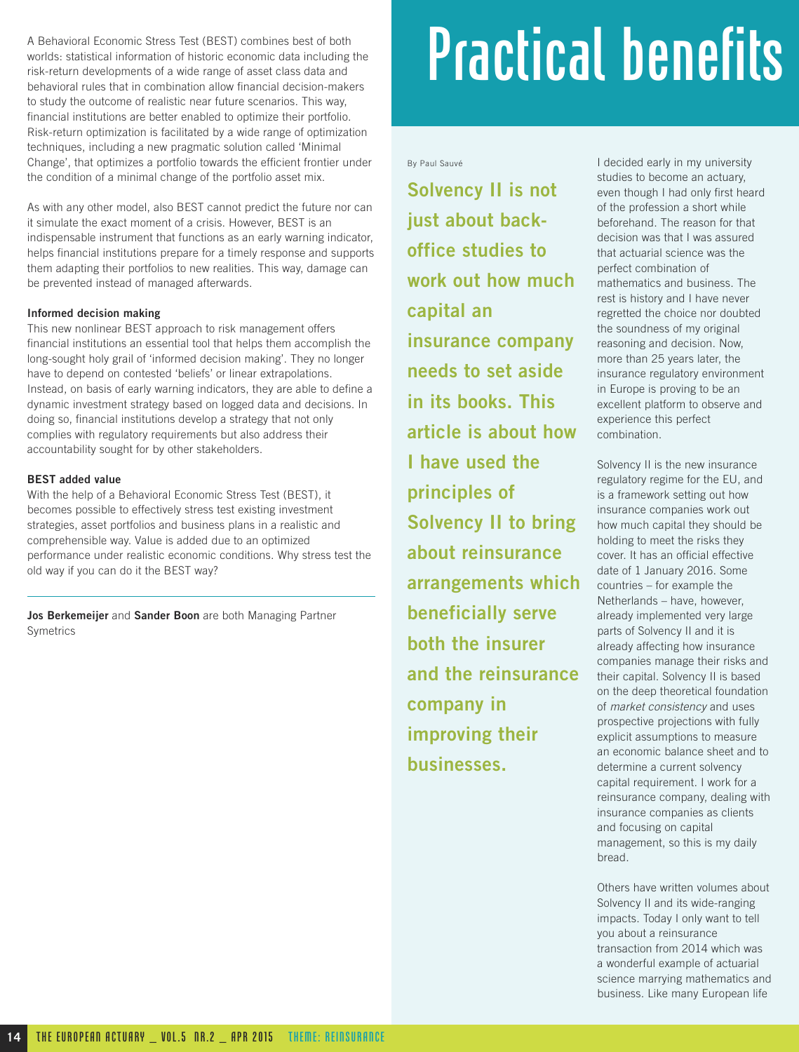A Behavioral Economic Stress Test (BEST) combines best of both worlds: statistical information of historic economic data including the risk-return developments of a wide range of asset class data and behavioral rules that in combination allow financial decision-makers to study the outcome of realistic near future scenarios. This way, financial institutions are better enabled to optimize their portfolio. Risk-return optimization is facilitated by a wide range of optimization techniques, including a new pragmatic solution called 'Minimal Change', that optimizes a portfolio towards the efficient frontier under the condition of a minimal change of the portfolio asset mix.

As with any other model, also BEST cannot predict the future nor can it simulate the exact moment of a crisis. However, BEST is an indispensable instrument that functions as an early warning indicator, helps financial institutions prepare for a timely response and supports them adapting their portfolios to new realities. This way, damage can be prevented instead of managed afterwards.

**Informed decision making**

This new nonlinear BEST approach to risk management offers financial institutions an essential tool that helps them accomplish the long-sought holy grail of 'informed decision making'. They no longer have to depend on contested 'beliefs' or linear extrapolations. Instead, on basis of early warning indicators, they are able to define a dynamic investment strategy based on logged data and decisions. In doing so, financial institutions develop a strategy that not only complies with regulatory requirements but also address their accountability sought for by other stakeholders.

**BEST added value**

With the help of a Behavioral Economic Stress Test (BEST), it becomes possible to effectively stress test existing investment strategies, asset portfolios and business plans in a realistic and comprehensible way. Value is added due to an optimized performance under realistic economic conditions. Why stress test the old way if you can do it the BEST way?

---

**Jos Berkemeijer** and **Sander Boon** are both Managing Partner Symetrics

# Practical benefits

By Paul Sauvé

**Solvency II is not just about back-office studies to work out how much capital an insurance company needs to set aside in its books. This article is about how I have used the principles of Solvency II to bring about reinsurance arrangements which beneficially serve both the insurer and the reinsurance company in improving their businesses.**

I decided early in my university studies to become an actuary, even though I had only first heard of the profession a short while beforehand. The reason for that decision was that I was assured that actuarial science was the perfect combination of mathematics and business. The rest is history and I have never regretted the choice nor doubted the soundness of my original reasoning and decision. Now, more than 25 years later, the insurance regulatory environment in Europe is proving to be an excellent platform to observe and experience this perfect combination.

Solvency II is the new insurance regulatory regime for the EU, and is a framework setting out how insurance companies work out how much capital they should be holding to meet the risks they cover. It has an official effective date of 1 January 2016. Some countries – for example the Netherlands – have, however, already implemented very large parts of Solvency II and it is already affecting how insurance companies manage their risks and their capital. Solvency II is based on the deep theoretical foundation of *market consistency* and uses prospective projections with fully explicit assumptions to measure an economic balance sheet and to determine a current solvency capital requirement. I work for a reinsurance company, dealing with insurance companies as clients and focusing on capital management, so this is my daily bread.

Others have written volumes about Solvency II and its wide-ranging impacts. Today I only want to tell you about a reinsurance transaction from 2014 which was a wonderful example of actuarial science marrying mathematics and business. Like many European life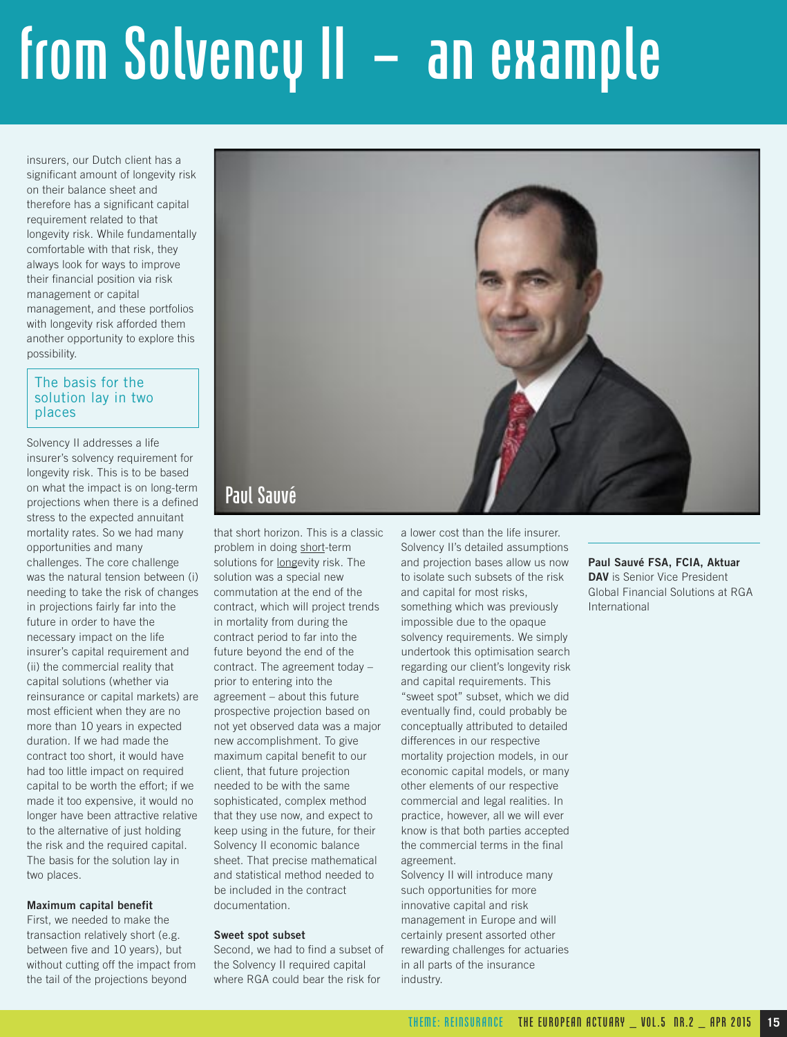# from Solvency II – an example

insurers, our Dutch client has a significant amount of longevity risk on their balance sheet and therefore has a significant capital requirement related to that longevity risk. While fundamentally comfortable with that risk, they always look for ways to improve their financial position via risk management or capital management, and these portfolios with longevity risk afforded them another opportunity to explore this possibility.

> The basis for the solution lay in two places

Solvency II addresses a life insurer's solvency requirement for longevity risk. This is to be based on what the impact is on long-term projections when there is a defined stress to the expected annuitant mortality rates. So we had many opportunities and many challenges. The core challenge was the natural tension between (i) needing to take the risk of changes in projections fairly far into the future in order to have the necessary impact on the life insurer's capital requirement and (ii) the commercial reality that capital solutions (whether via reinsurance or capital markets) are most efficient when they are no more than 10 years in expected duration. If we had made the contract too short, it would have had too little impact on required capital to be worth the effort; if we made it too expensive, it would no longer have been attractive relative to the alternative of just holding the risk and the required capital. The basis for the solution lay in two places.

**Maximum capital benefit**

First, we needed to make the transaction relatively short (e.g. between five and 10 years), but without cutting off the impact from the tail of the projections beyond that short horizon. This is a classic problem in doing short-term solutions for longevity risk. The solution was a special new commutation at the end of the contract, which will project trends in mortality from during the contract period to far into the future beyond the end of the contract. The agreement today – prior to entering into the agreement – about this future prospective projection based on not yet observed data was a major new accomplishment. To give maximum capital benefit to our client, that future projection needed to be with the same sophisticated, complex method that they use now, and expect to keep using in the future, for their Solvency II economic balance sheet. That precise mathematical and statistical method needed to be included in the contract documentation.

**Sweet spot subset**

Second, we had to find a subset of the Solvency II required capital where RGA could bear the risk for a lower cost than the life insurer. Solvency II's detailed assumptions and projection bases allow us now to isolate such subsets of the risk and capital for most risks, something which was previously impossible due to the opaque solvency requirements. We simply undertook this optimisation search regarding our client's longevity risk and capital requirements. This "sweet spot" subset, which we did eventually find, could probably be conceptually attributed to detailed differences in our respective mortality projection models, in our economic capital models, or many other elements of our respective commercial and legal realities. In practice, however, all we will ever know is that both parties accepted the commercial terms in the final agreement.

Solvency II will introduce many such opportunities for more innovative capital and risk management in Europe and will certainly present assorted other rewarding challenges for actuaries in all parts of the insurance industry.

Paul Sauvé

**Paul Sauvé FSA, FCIA, Aktuar DAV** is Senior Vice President Global Financial Solutions at RGA International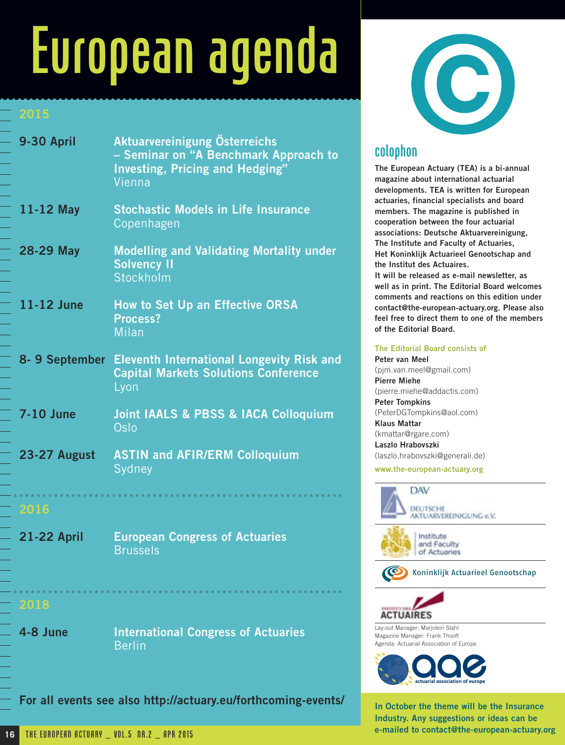# European agenda

## 2015

**9-30 April** — **Aktuarvereinigung Österreichs – Seminar on "A Benchmark Approach to Investing, Pricing and Hedging"**
Vienna

**11-12 May** — **Stochastic Models in Life Insurance**
Copenhagen

**28-29 May** — **Modelling and Validating Mortality under Solvency II**
Stockholm

**11-12 June** — **How to Set Up an Effective ORSA Process?**
Milan

**8- 9 September** — **Eleventh International Longevity Risk and Capital Markets Solutions Conference**
Lyon

**7-10 June** — **Joint IAALS & PBSS & IACA Colloquium**
Oslo

**23-27 August** — **ASTIN and AFIR/ERM Colloquium**
Sydney

## 2016

**21-22 April** — **European Congress of Actuaries**
Brussels

## 2018

**4-8 June** — **International Congress of Actuaries**
Berlin

**For all events see also http://actuary.eu/forthcoming-events/**

## colophon

**The European Actuary (TEA) is a bi-annual magazine about international actuarial developments. TEA is written for European actuaries, financial specialists and board members. The magazine is published in cooperation between the four actuarial associations: Deutsche Aktuarvereinigung, The Institute and Faculty of Actuaries, Het Koninklijk Actuarieel Genootschap and the Institut des Actuaires.**
**It will be released as e-mail newsletter, as well as in print. The Editorial Board welcomes comments and reactions on this edition under contact@the-european-actuary.org. Please also feel free to direct them to one of the members of the Editorial Board.**

**The Editorial Board consists of**

**Peter van Meel**
(pjm.van.meel@gmail.com)
**Pierre Miehe**
(pierre.miehe@addactis.com)
**Peter Tompkins**
(PeterDGTompkins@aol.com)
**Klaus Mattar**
(kmattar@rgare.com)
**Laszlo Hrabovszki**
(laszlo.hrabovszki@generali.de)

www.the-european-actuary.org

DAV DEUTSCHE AKTUARVEREINIGUNG e.V.

Institute and Faculty of Actuaries

Koninklijk Actuarieel Genootschap

INSTITUT DES ACTUAIRES

Lay-out Manager: Marjolein Stahl
Magazine Manager: Frank Thooft
Agenda: Actuarial Association of Europe

aae actuarial association of europe

**In October the theme will be the Insurance Industry. Any suggestions or ideas can be e-mailed to contact@the-european-actuary.org**